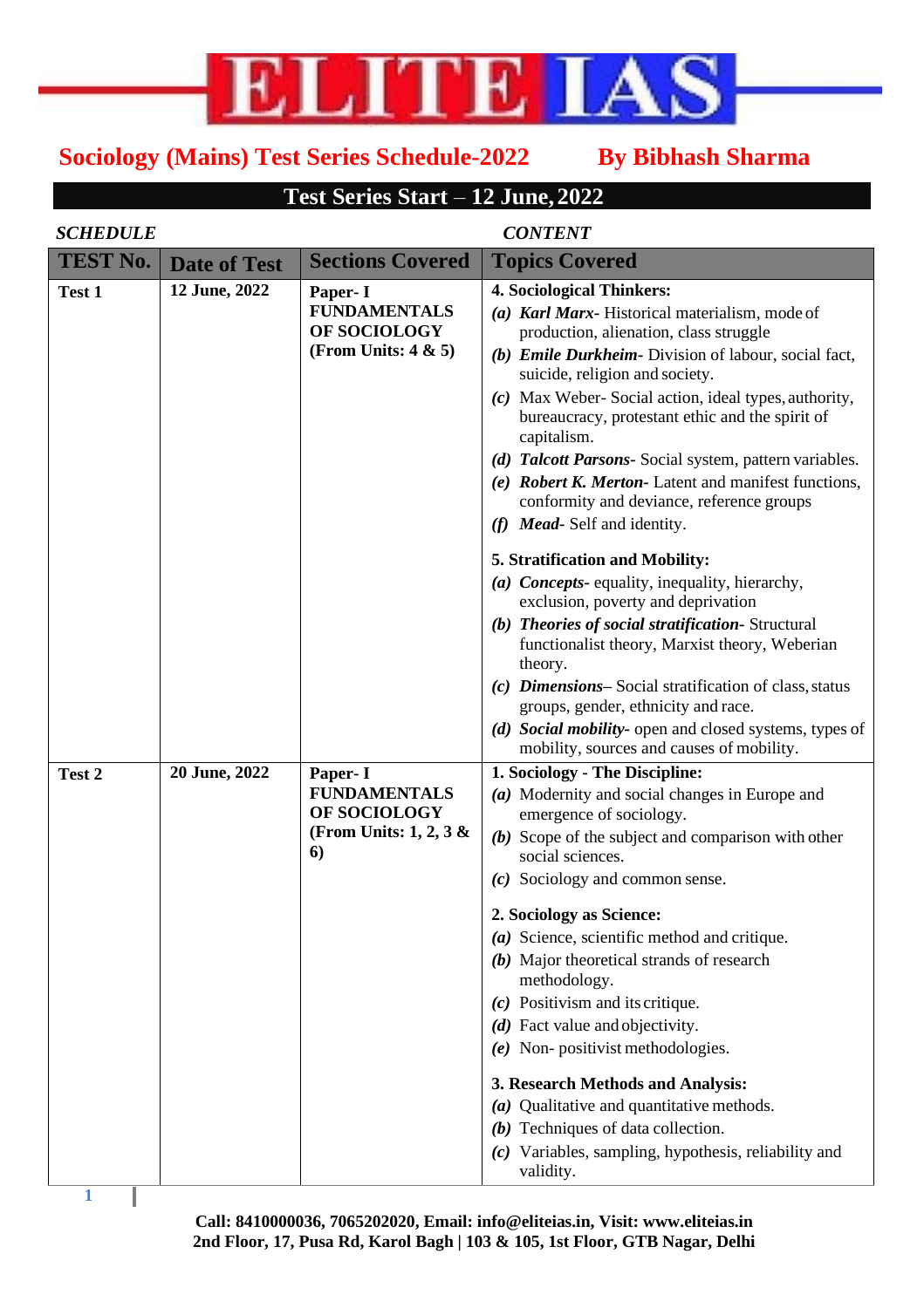# ELITE IAS

## Sociology (Mains) Test Series Schedule-2022 By Bibhash Sharma

### Test Series Start – 12 June, 2022

| *SCHEDULE* | | | *CONTENT* |
|---|---|---|---|
| **TEST No.** | **Date of Test** | **Sections Covered** | **Topics Covered** |
| **Test 1** | **12 June, 2022** | **Paper- I FUNDAMENTALS OF SOCIOLOGY (From Units: 4 & 5)** | **4. Sociological Thinkers:**<br>***(a) Karl Marx***- Historical materialism, mode of production, alienation, class struggle<br>***(b) Emile Durkheim***- Division of labour, social fact, suicide, religion and society.<br>***(c)*** Max Weber- Social action, ideal types, authority, bureaucracy, protestant ethic and the spirit of capitalism.<br>***(d) Talcott Parsons***- Social system, pattern variables.<br>***(e) Robert K. Merton***- Latent and manifest functions, conformity and deviance, reference groups<br>***(f) Mead***- Self and identity.<br><br>**5. Stratification and Mobility:**<br>***(a) Concepts***- equality, inequality, hierarchy, exclusion, poverty and deprivation<br>***(b) Theories of social stratification***- Structural functionalist theory, Marxist theory, Weberian theory.<br>***(c) Dimensions***– Social stratification of class, status groups, gender, ethnicity and race.<br>***(d) Social mobility***- open and closed systems, types of mobility, sources and causes of mobility. |
| **Test 2** | **20 June, 2022** | **Paper- I FUNDAMENTALS OF SOCIOLOGY (From Units: 1, 2, 3 & 6)** | **1. Sociology - The Discipline:**<br>***(a)*** Modernity and social changes in Europe and emergence of sociology.<br>***(b)*** Scope of the subject and comparison with other social sciences.<br>***(c)*** Sociology and common sense.<br><br>**2. Sociology as Science:**<br>***(a)*** Science, scientific method and critique.<br>***(b)*** Major theoretical strands of research methodology.<br>***(c)*** Positivism and its critique.<br>***(d)*** Fact value and objectivity.<br>***(e)*** Non- positivist methodologies.<br><br>**3. Research Methods and Analysis:**<br>***(a)*** Qualitative and quantitative methods.<br>***(b)*** Techniques of data collection.<br>***(c)*** Variables, sampling, hypothesis, reliability and validity. |

**Call: 8410000036, 7065202020, Email: info@eliteias.in, Visit: www.eliteias.in**
**2nd Floor, 17, Pusa Rd, Karol Bagh | 103 & 105, 1st Floor, GTB Nagar, Delhi**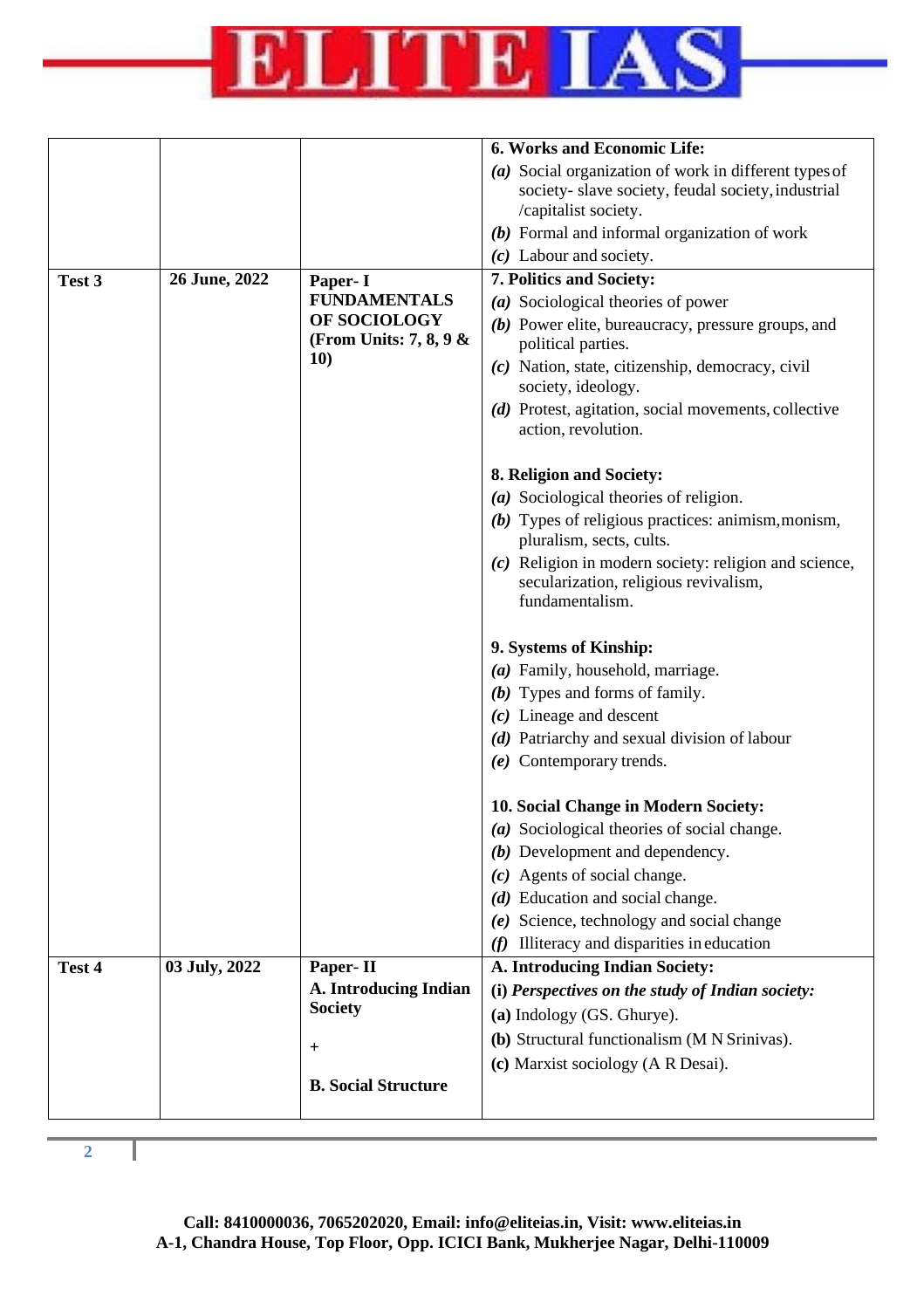| | | | |
|---|---|---|---|
| | | | **6. Works and Economic Life:**<br>***(a)*** Social organization of work in different types of society- slave society, feudal society, industrial /capitalist society.<br>***(b)*** Formal and informal organization of work<br>***(c)*** Labour and society. |
| **Test 3** | **26 June, 2022** | **Paper- I**<br>**FUNDAMENTALS OF SOCIOLOGY**<br>**(From Units: 7, 8, 9 & 10)** | **7. Politics and Society:**<br>***(a)*** Sociological theories of power<br>***(b)*** Power elite, bureaucracy, pressure groups, and political parties.<br>***(c)*** Nation, state, citizenship, democracy, civil society, ideology.<br>***(d)*** Protest, agitation, social movements, collective action, revolution.<br><br>**8. Religion and Society:**<br>***(a)*** Sociological theories of religion.<br>***(b)*** Types of religious practices: animism, monism, pluralism, sects, cults.<br>***(c)*** Religion in modern society: religion and science, secularization, religious revivalism, fundamentalism.<br><br>**9. Systems of Kinship:**<br>***(a)*** Family, household, marriage.<br>***(b)*** Types and forms of family.<br>***(c)*** Lineage and descent<br>***(d)*** Patriarchy and sexual division of labour<br>***(e)*** Contemporary trends.<br><br>**10. Social Change in Modern Society:**<br>***(a)*** Sociological theories of social change.<br>***(b)*** Development and dependency.<br>***(c)*** Agents of social change.<br>***(d)*** Education and social change.<br>***(e)*** Science, technology and social change<br>***(f)*** Illiteracy and disparities in education |
| **Test 4** | **03 July, 2022** | **Paper- II**<br>**A. Introducing Indian Society**<br>+<br>**B. Social Structure** | **A. Introducing Indian Society:**<br>**(i)** ***Perspectives on the study of Indian society:***<br>**(a)** Indology (GS. Ghurye).<br>**(b)** Structural functionalism (M N Srinivas).<br>**(c)** Marxist sociology (A R Desai). |

**Call: 8410000036, 7065202020, Email: info@eliteias.in, Visit: www.eliteias.in**
**A-1, Chandra House, Top Floor, Opp. ICICI Bank, Mukherjee Nagar, Delhi-110009**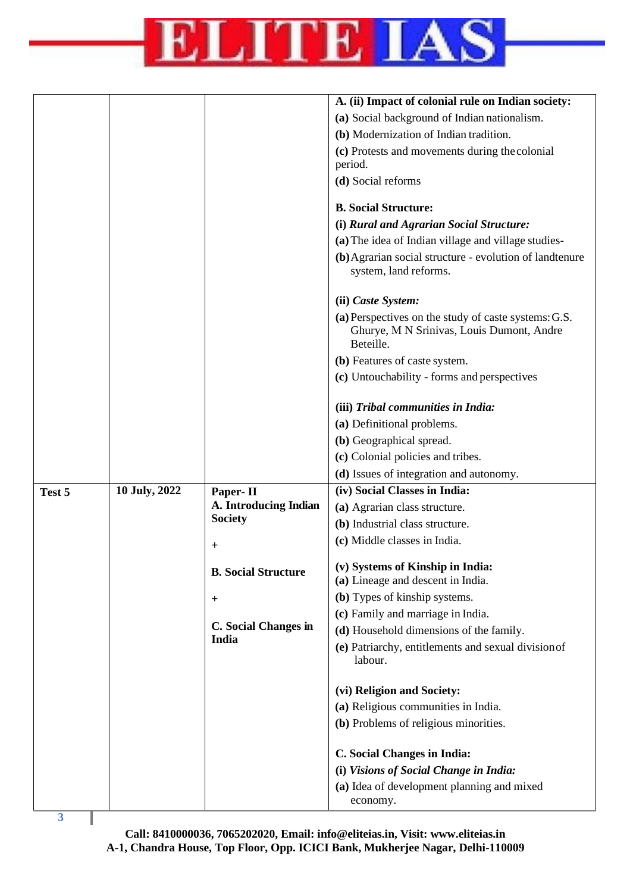| | | | |
|---|---|---|---|
| | | | **A. (ii) Impact of colonial rule on Indian society:** **(a)** Social background of Indian nationalism. **(b)** Modernization of Indian tradition. **(c)** Protests and movements during the colonial period. **(d)** Social reforms **B. Social Structure:** **(i) *Rural and Agrarian Social Structure:*** **(a)** The idea of Indian village and village studies- **(b)** Agrarian social structure - evolution of landtenure system, land reforms. **(ii) *Caste System:*** **(a)** Perspectives on the study of caste systems: G.S. Ghurye, M N Srinivas, Louis Dumont, Andre Beteille. **(b)** Features of caste system. **(c)** Untouchability - forms and perspectives **(iii) *Tribal communities in India:*** **(a)** Definitional problems. **(b)** Geographical spread. **(c)** Colonial policies and tribes. **(d)** Issues of integration and autonomy. |
| **Test 5** | **10 July, 2022** | **Paper- II** **A. Introducing Indian Society** + **B. Social Structure** + **C. Social Changes in India** | **(iv) Social Classes in India:** **(a)** Agrarian class structure. **(b)** Industrial class structure. **(c)** Middle classes in India. **(v) Systems of Kinship in India:** **(a)** Lineage and descent in India. **(b)** Types of kinship systems. **(c)** Family and marriage in India. **(d)** Household dimensions of the family. **(e)** Patriarchy, entitlements and sexual division of labour. **(vi) Religion and Society:** **(a)** Religious communities in India. **(b)** Problems of religious minorities. **C. Social Changes in India:** **(i) *Visions of Social Change in India:*** **(a)** Idea of development planning and mixed economy. |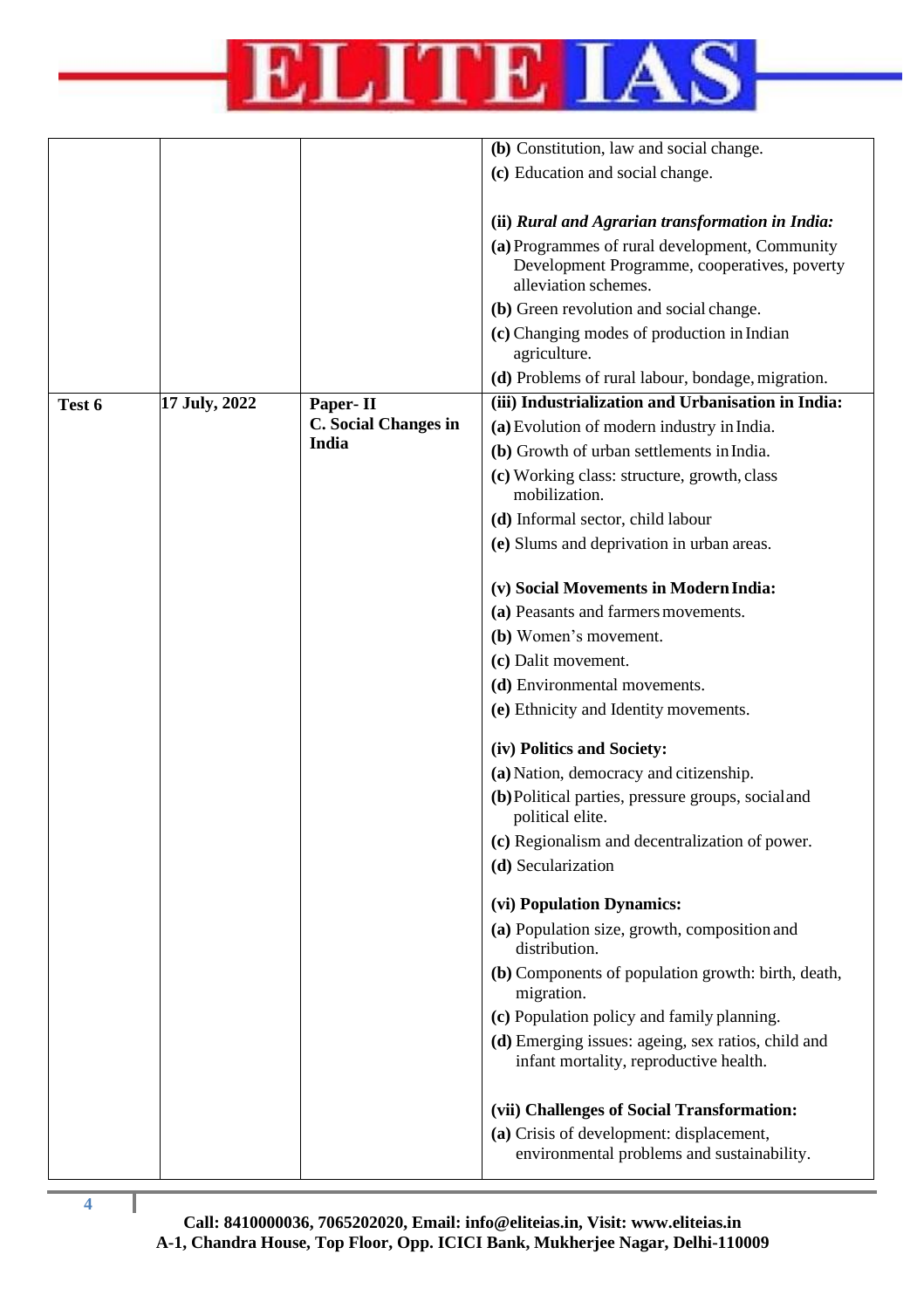|  |  |  |  |
|---|---|---|---|
|  |  |  | **(b)** Constitution, law and social change.<br>**(c)** Education and social change.<br><br>**(ii) *Rural and Agrarian transformation in India:***<br>**(a)** Programmes of rural development, Community Development Programme, cooperatives, poverty alleviation schemes.<br>**(b)** Green revolution and social change.<br>**(c)** Changing modes of production in Indian agriculture.<br>**(d)** Problems of rural labour, bondage, migration. |
| **Test 6** | **17 July, 2022** | **Paper- II**<br>**C. Social Changes in India** | **(iii) Industrialization and Urbanisation in India:**<br>**(a)** Evolution of modern industry in India.<br>**(b)** Growth of urban settlements in India.<br>**(c)** Working class: structure, growth, class mobilization.<br>**(d)** Informal sector, child labour<br>**(e)** Slums and deprivation in urban areas.<br><br>**(v) Social Movements in Modern India:**<br>**(a)** Peasants and farmers movements.<br>**(b)** Women's movement.<br>**(c)** Dalit movement.<br>**(d)** Environmental movements.<br>**(e)** Ethnicity and Identity movements.<br><br>**(iv) Politics and Society:**<br>**(a)** Nation, democracy and citizenship.<br>**(b)** Political parties, pressure groups, social and political elite.<br>**(c)** Regionalism and decentralization of power.<br>**(d)** Secularization<br><br>**(vi) Population Dynamics:**<br>**(a)** Population size, growth, composition and distribution.<br>**(b)** Components of population growth: birth, death, migration.<br>**(c)** Population policy and family planning.<br>**(d)** Emerging issues: ageing, sex ratios, child and infant mortality, reproductive health.<br><br>**(vii) Challenges of Social Transformation:**<br>**(a)** Crisis of development: displacement, environmental problems and sustainability. |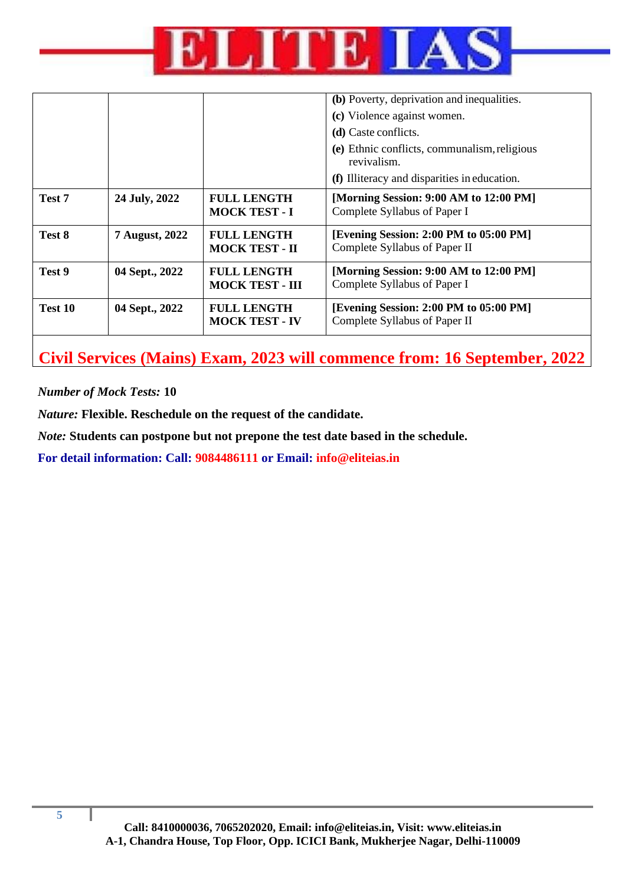| | | | |
|---|---|---|---|
| | | | **(b)** Poverty, deprivation and inequalities.<br>**(c)** Violence against women.<br>**(d)** Caste conflicts.<br>**(e)** Ethnic conflicts, communalism, religious revivalism.<br>**(f)** Illiteracy and disparities in education. |
| **Test 7** | **24 July, 2022** | **FULL LENGTH MOCK TEST - I** | **[Morning Session: 9:00 AM to 12:00 PM]** Complete Syllabus of Paper I |
| **Test 8** | **7 August, 2022** | **FULL LENGTH MOCK TEST - II** | **[Evening Session: 2:00 PM to 05:00 PM]** Complete Syllabus of Paper II |
| **Test 9** | **04 Sept., 2022** | **FULL LENGTH MOCK TEST - III** | **[Morning Session: 9:00 AM to 12:00 PM]** Complete Syllabus of Paper I |
| **Test 10** | **04 Sept., 2022** | **FULL LENGTH MOCK TEST - IV** | **[Evening Session: 2:00 PM to 05:00 PM]** Complete Syllabus of Paper II |

## Civil Services (Mains) Exam, 2023 will commence from: 16 September, 2022

***Number of Mock Tests:*** **10**

***Nature:*** **Flexible. Reschedule on the request of the candidate.**

***Note:*** **Students can postpone but not prepone the test date based in the schedule.**

**For detail information: Call: 9084486111 or Email: info@eliteias.in**